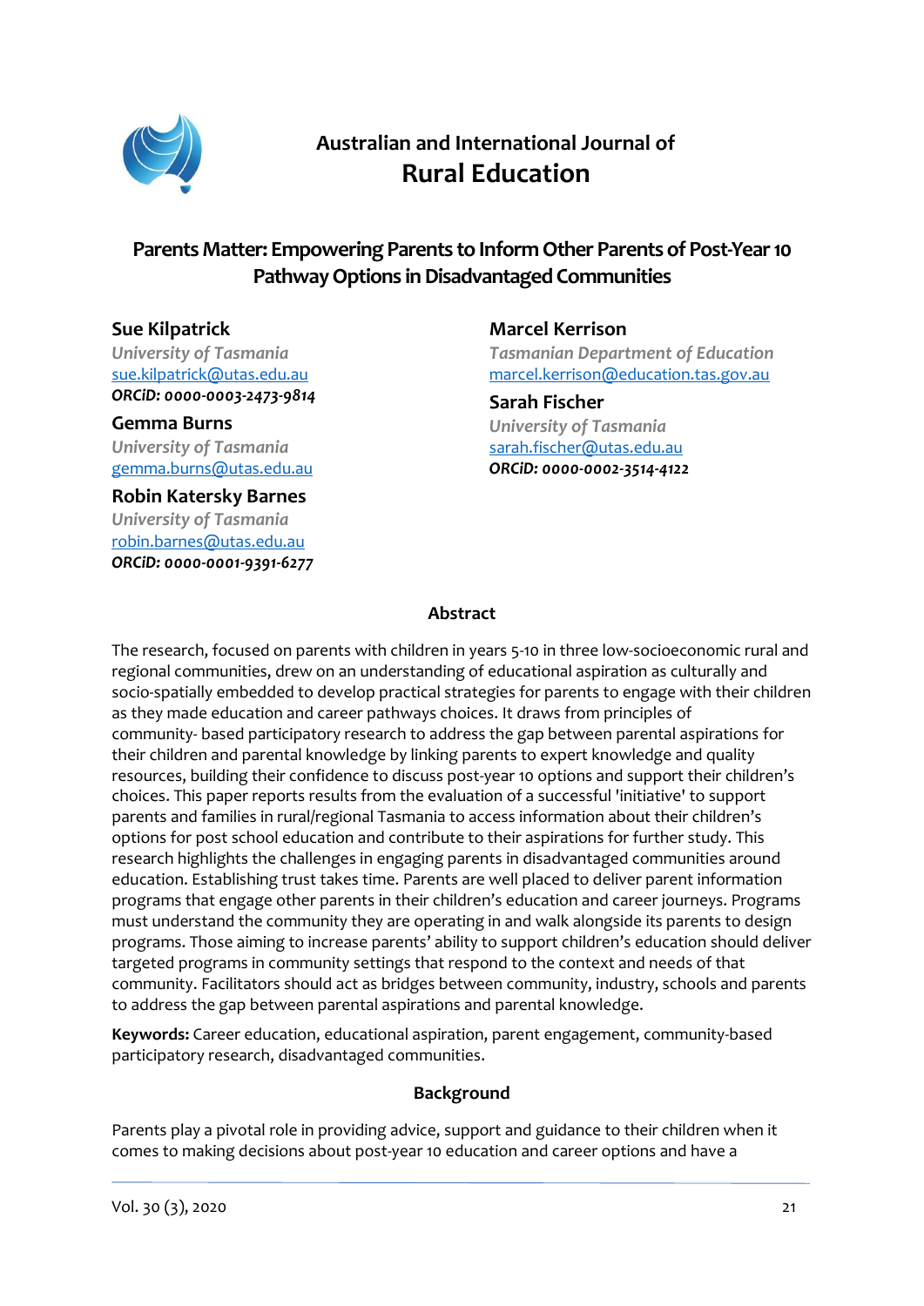Australian and International Journal of
**Rural Education**

# Parents Matter: Empowering Parents to Inform Other Parents of Post-Year 10 Pathway Options in Disadvantaged Communities

**Sue Kilpatrick**
*University of Tasmania*
sue.kilpatrick@utas.edu.au
***ORCiD: 0000-0003-2473-9814***

**Gemma Burns**
*University of Tasmania*
gemma.burns@utas.edu.au

**Robin Katersky Barnes**
*University of Tasmania*
robin.barnes@utas.edu.au
***ORCiD: 0000-0001-9391-6277***

**Marcel Kerrison**
*Tasmanian Department of Education*
marcel.kerrison@education.tas.gov.au

**Sarah Fischer**
*University of Tasmania*
sarah.fischer@utas.edu.au
***ORCiD: 0000-0002-3514-4122***

## Abstract

The research, focused on parents with children in years 5-10 in three low-socioeconomic rural and regional communities, drew on an understanding of educational aspiration as culturally and socio-spatially embedded to develop practical strategies for parents to engage with their children as they made education and career pathways choices. It draws from principles of community- based participatory research to address the gap between parental aspirations for their children and parental knowledge by linking parents to expert knowledge and quality resources, building their confidence to discuss post-year 10 options and support their children's choices. This paper reports results from the evaluation of a successful 'initiative' to support parents and families in rural/regional Tasmania to access information about their children's options for post school education and contribute to their aspirations for further study. This research highlights the challenges in engaging parents in disadvantaged communities around education. Establishing trust takes time. Parents are well placed to deliver parent information programs that engage other parents in their children's education and career journeys. Programs must understand the community they are operating in and walk alongside its parents to design programs. Those aiming to increase parents' ability to support children's education should deliver targeted programs in community settings that respond to the context and needs of that community. Facilitators should act as bridges between community, industry, schools and parents to address the gap between parental aspirations and parental knowledge.

**Keywords:** Career education, educational aspiration, parent engagement, community-based participatory research, disadvantaged communities.

## Background

Parents play a pivotal role in providing advice, support and guidance to their children when it comes to making decisions about post-year 10 education and career options and have a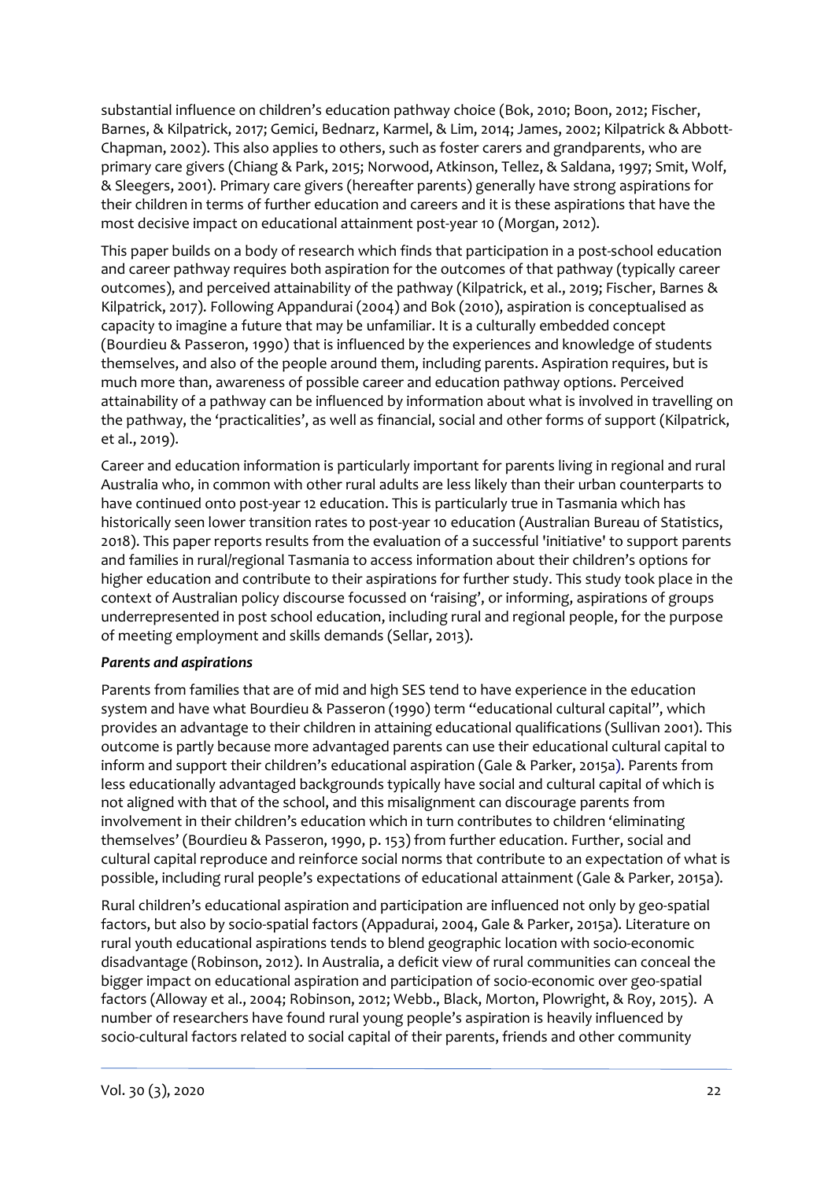substantial influence on children's education pathway choice (Bok, 2010; Boon, 2012; Fischer, Barnes, & Kilpatrick, 2017; Gemici, Bednarz, Karmel, & Lim, 2014; James, 2002; Kilpatrick & Abbott-Chapman, 2002). This also applies to others, such as foster carers and grandparents, who are primary care givers (Chiang & Park, 2015; Norwood, Atkinson, Tellez, & Saldana, 1997; Smit, Wolf, & Sleegers, 2001). Primary care givers (hereafter parents) generally have strong aspirations for their children in terms of further education and careers and it is these aspirations that have the most decisive impact on educational attainment post-year 10 (Morgan, 2012).

This paper builds on a body of research which finds that participation in a post-school education and career pathway requires both aspiration for the outcomes of that pathway (typically career outcomes), and perceived attainability of the pathway (Kilpatrick, et al., 2019; Fischer, Barnes & Kilpatrick, 2017). Following Appandurai (2004) and Bok (2010), aspiration is conceptualised as capacity to imagine a future that may be unfamiliar. It is a culturally embedded concept (Bourdieu & Passeron, 1990) that is influenced by the experiences and knowledge of students themselves, and also of the people around them, including parents. Aspiration requires, but is much more than, awareness of possible career and education pathway options. Perceived attainability of a pathway can be influenced by information about what is involved in travelling on the pathway, the 'practicalities', as well as financial, social and other forms of support (Kilpatrick, et al., 2019).

Career and education information is particularly important for parents living in regional and rural Australia who, in common with other rural adults are less likely than their urban counterparts to have continued onto post-year 12 education. This is particularly true in Tasmania which has historically seen lower transition rates to post-year 10 education (Australian Bureau of Statistics, 2018). This paper reports results from the evaluation of a successful 'initiative' to support parents and families in rural/regional Tasmania to access information about their children's options for higher education and contribute to their aspirations for further study. This study took place in the context of Australian policy discourse focussed on 'raising', or informing, aspirations of groups underrepresented in post school education, including rural and regional people, for the purpose of meeting employment and skills demands (Sellar, 2013).

***Parents and aspirations***

Parents from families that are of mid and high SES tend to have experience in the education system and have what Bourdieu & Passeron (1990) term "educational cultural capital", which provides an advantage to their children in attaining educational qualifications (Sullivan 2001). This outcome is partly because more advantaged parents can use their educational cultural capital to inform and support their children's educational aspiration (Gale & Parker, 2015a). Parents from less educationally advantaged backgrounds typically have social and cultural capital of which is not aligned with that of the school, and this misalignment can discourage parents from involvement in their children's education which in turn contributes to children 'eliminating themselves' (Bourdieu & Passeron, 1990, p. 153) from further education. Further, social and cultural capital reproduce and reinforce social norms that contribute to an expectation of what is possible, including rural people's expectations of educational attainment (Gale & Parker, 2015a).

Rural children's educational aspiration and participation are influenced not only by geo-spatial factors, but also by socio-spatial factors (Appadurai, 2004, Gale & Parker, 2015a). Literature on rural youth educational aspirations tends to blend geographic location with socio-economic disadvantage (Robinson, 2012). In Australia, a deficit view of rural communities can conceal the bigger impact on educational aspiration and participation of socio-economic over geo-spatial factors (Alloway et al., 2004; Robinson, 2012; Webb., Black, Morton, Plowright, & Roy, 2015). A number of researchers have found rural young people's aspiration is heavily influenced by socio-cultural factors related to social capital of their parents, friends and other community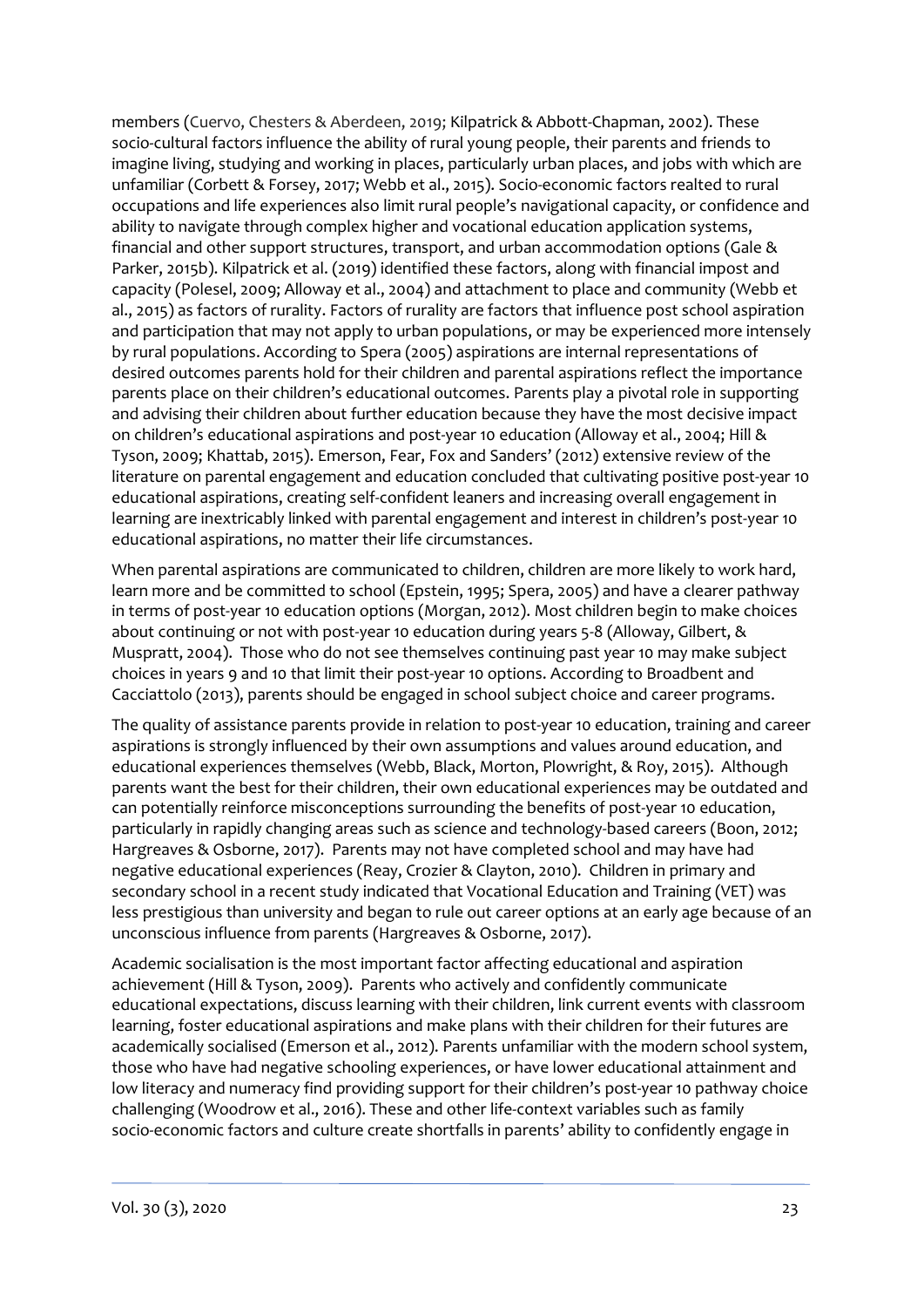members (Cuervo, Chesters & Aberdeen, 2019; Kilpatrick & Abbott-Chapman, 2002). These socio-cultural factors influence the ability of rural young people, their parents and friends to imagine living, studying and working in places, particularly urban places, and jobs with which are unfamiliar (Corbett & Forsey, 2017; Webb et al., 2015). Socio-economic factors realted to rural occupations and life experiences also limit rural people's navigational capacity, or confidence and ability to navigate through complex higher and vocational education application systems, financial and other support structures, transport, and urban accommodation options (Gale & Parker, 2015b). Kilpatrick et al. (2019) identified these factors, along with financial impost and capacity (Polesel, 2009; Alloway et al., 2004) and attachment to place and community (Webb et al., 2015) as factors of rurality. Factors of rurality are factors that influence post school aspiration and participation that may not apply to urban populations, or may be experienced more intensely by rural populations. According to Spera (2005) aspirations are internal representations of desired outcomes parents hold for their children and parental aspirations reflect the importance parents place on their children's educational outcomes. Parents play a pivotal role in supporting and advising their children about further education because they have the most decisive impact on children's educational aspirations and post-year 10 education (Alloway et al., 2004; Hill & Tyson, 2009; Khattab, 2015). Emerson, Fear, Fox and Sanders' (2012) extensive review of the literature on parental engagement and education concluded that cultivating positive post-year 10 educational aspirations, creating self-confident leaners and increasing overall engagement in learning are inextricably linked with parental engagement and interest in children's post-year 10 educational aspirations, no matter their life circumstances.

When parental aspirations are communicated to children, children are more likely to work hard, learn more and be committed to school (Epstein, 1995; Spera, 2005) and have a clearer pathway in terms of post-year 10 education options (Morgan, 2012). Most children begin to make choices about continuing or not with post-year 10 education during years 5-8 (Alloway, Gilbert, & Muspratt, 2004). Those who do not see themselves continuing past year 10 may make subject choices in years 9 and 10 that limit their post-year 10 options. According to Broadbent and Cacciattolo (2013), parents should be engaged in school subject choice and career programs.

The quality of assistance parents provide in relation to post-year 10 education, training and career aspirations is strongly influenced by their own assumptions and values around education, and educational experiences themselves (Webb, Black, Morton, Plowright, & Roy, 2015). Although parents want the best for their children, their own educational experiences may be outdated and can potentially reinforce misconceptions surrounding the benefits of post-year 10 education, particularly in rapidly changing areas such as science and technology-based careers (Boon, 2012; Hargreaves & Osborne, 2017). Parents may not have completed school and may have had negative educational experiences (Reay, Crozier & Clayton, 2010). Children in primary and secondary school in a recent study indicated that Vocational Education and Training (VET) was less prestigious than university and began to rule out career options at an early age because of an unconscious influence from parents (Hargreaves & Osborne, 2017).

Academic socialisation is the most important factor affecting educational and aspiration achievement (Hill & Tyson, 2009). Parents who actively and confidently communicate educational expectations, discuss learning with their children, link current events with classroom learning, foster educational aspirations and make plans with their children for their futures are academically socialised (Emerson et al., 2012). Parents unfamiliar with the modern school system, those who have had negative schooling experiences, or have lower educational attainment and low literacy and numeracy find providing support for their children's post-year 10 pathway choice challenging (Woodrow et al., 2016). These and other life-context variables such as family socio-economic factors and culture create shortfalls in parents' ability to confidently engage in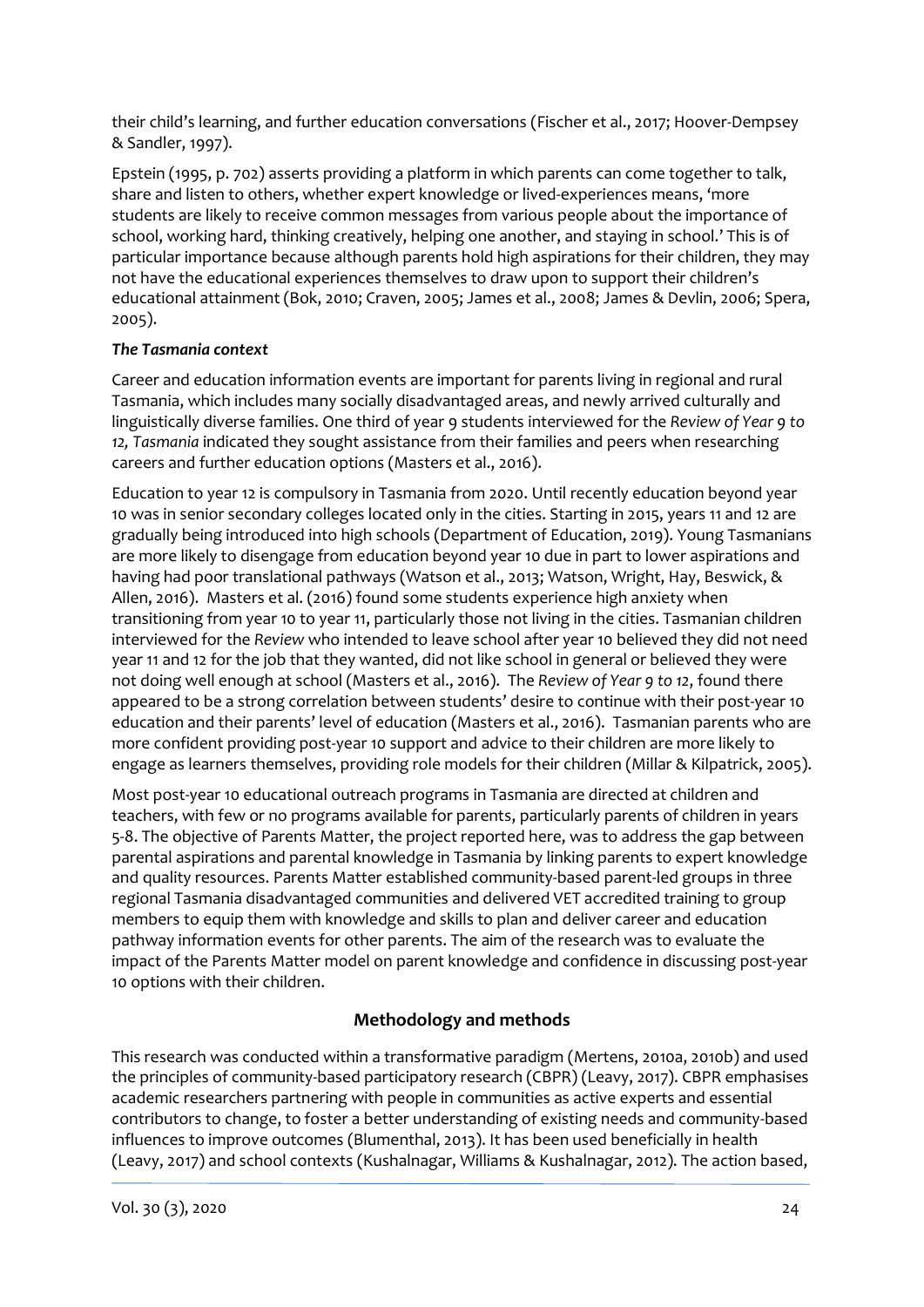their child's learning, and further education conversations (Fischer et al., 2017; Hoover-Dempsey & Sandler, 1997).

Epstein (1995, p. 702) asserts providing a platform in which parents can come together to talk, share and listen to others, whether expert knowledge or lived-experiences means, 'more students are likely to receive common messages from various people about the importance of school, working hard, thinking creatively, helping one another, and staying in school.' This is of particular importance because although parents hold high aspirations for their children, they may not have the educational experiences themselves to draw upon to support their children's educational attainment (Bok, 2010; Craven, 2005; James et al., 2008; James & Devlin, 2006; Spera, 2005).

### *The Tasmania context*

Career and education information events are important for parents living in regional and rural Tasmania, which includes many socially disadvantaged areas, and newly arrived culturally and linguistically diverse families. One third of year 9 students interviewed for the *Review of Year 9 to 12, Tasmania* indicated they sought assistance from their families and peers when researching careers and further education options (Masters et al., 2016).

Education to year 12 is compulsory in Tasmania from 2020. Until recently education beyond year 10 was in senior secondary colleges located only in the cities. Starting in 2015, years 11 and 12 are gradually being introduced into high schools (Department of Education, 2019). Young Tasmanians are more likely to disengage from education beyond year 10 due in part to lower aspirations and having had poor translational pathways (Watson et al., 2013; Watson, Wright, Hay, Beswick, & Allen, 2016). Masters et al. (2016) found some students experience high anxiety when transitioning from year 10 to year 11, particularly those not living in the cities. Tasmanian children interviewed for the *Review* who intended to leave school after year 10 believed they did not need year 11 and 12 for the job that they wanted, did not like school in general or believed they were not doing well enough at school (Masters et al., 2016). The *Review of Year 9 to 12*, found there appeared to be a strong correlation between students' desire to continue with their post-year 10 education and their parents' level of education (Masters et al., 2016). Tasmanian parents who are more confident providing post-year 10 support and advice to their children are more likely to engage as learners themselves, providing role models for their children (Millar & Kilpatrick, 2005).

Most post-year 10 educational outreach programs in Tasmania are directed at children and teachers, with few or no programs available for parents, particularly parents of children in years 5-8. The objective of Parents Matter, the project reported here, was to address the gap between parental aspirations and parental knowledge in Tasmania by linking parents to expert knowledge and quality resources. Parents Matter established community-based parent-led groups in three regional Tasmania disadvantaged communities and delivered VET accredited training to group members to equip them with knowledge and skills to plan and deliver career and education pathway information events for other parents. The aim of the research was to evaluate the impact of the Parents Matter model on parent knowledge and confidence in discussing post-year 10 options with their children.

## Methodology and methods

This research was conducted within a transformative paradigm (Mertens, 2010a, 2010b) and used the principles of community-based participatory research (CBPR) (Leavy, 2017). CBPR emphasises academic researchers partnering with people in communities as active experts and essential contributors to change, to foster a better understanding of existing needs and community-based influences to improve outcomes (Blumenthal, 2013). It has been used beneficially in health (Leavy, 2017) and school contexts (Kushalnagar, Williams & Kushalnagar, 2012). The action based,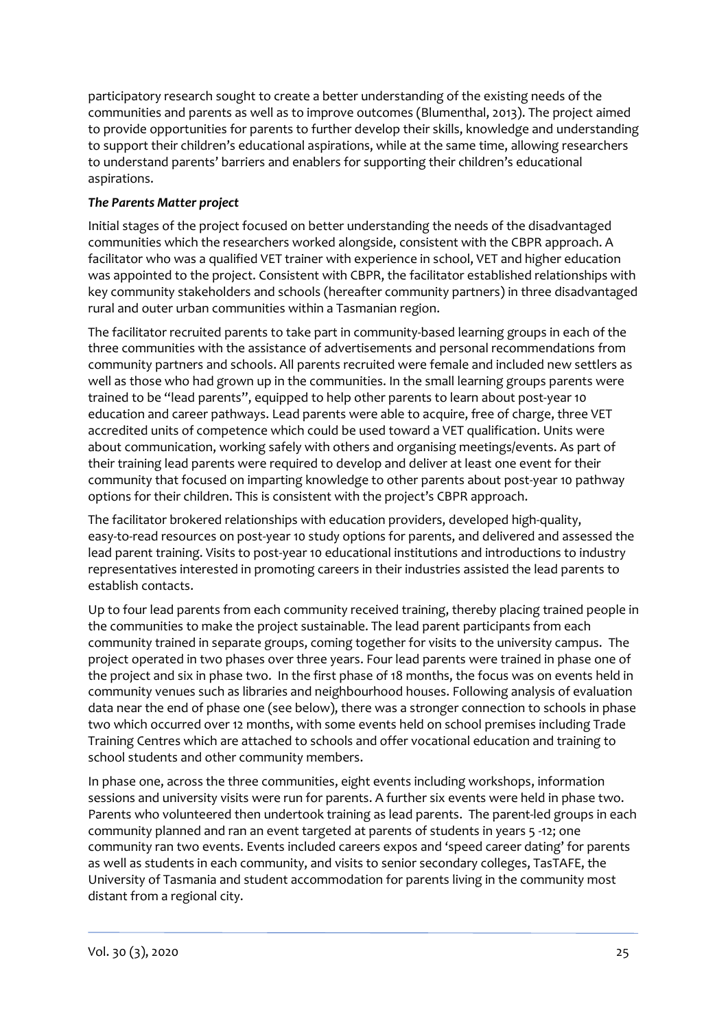participatory research sought to create a better understanding of the existing needs of the communities and parents as well as to improve outcomes (Blumenthal, 2013). The project aimed to provide opportunities for parents to further develop their skills, knowledge and understanding to support their children's educational aspirations, while at the same time, allowing researchers to understand parents' barriers and enablers for supporting their children's educational aspirations.

***The Parents Matter project***

Initial stages of the project focused on better understanding the needs of the disadvantaged communities which the researchers worked alongside, consistent with the CBPR approach. A facilitator who was a qualified VET trainer with experience in school, VET and higher education was appointed to the project. Consistent with CBPR, the facilitator established relationships with key community stakeholders and schools (hereafter community partners) in three disadvantaged rural and outer urban communities within a Tasmanian region.

The facilitator recruited parents to take part in community-based learning groups in each of the three communities with the assistance of advertisements and personal recommendations from community partners and schools. All parents recruited were female and included new settlers as well as those who had grown up in the communities. In the small learning groups parents were trained to be "lead parents", equipped to help other parents to learn about post-year 10 education and career pathways. Lead parents were able to acquire, free of charge, three VET accredited units of competence which could be used toward a VET qualification. Units were about communication, working safely with others and organising meetings/events. As part of their training lead parents were required to develop and deliver at least one event for their community that focused on imparting knowledge to other parents about post-year 10 pathway options for their children. This is consistent with the project's CBPR approach.

The facilitator brokered relationships with education providers, developed high-quality, easy-to-read resources on post-year 10 study options for parents, and delivered and assessed the lead parent training. Visits to post-year 10 educational institutions and introductions to industry representatives interested in promoting careers in their industries assisted the lead parents to establish contacts.

Up to four lead parents from each community received training, thereby placing trained people in the communities to make the project sustainable. The lead parent participants from each community trained in separate groups, coming together for visits to the university campus. The project operated in two phases over three years. Four lead parents were trained in phase one of the project and six in phase two. In the first phase of 18 months, the focus was on events held in community venues such as libraries and neighbourhood houses. Following analysis of evaluation data near the end of phase one (see below), there was a stronger connection to schools in phase two which occurred over 12 months, with some events held on school premises including Trade Training Centres which are attached to schools and offer vocational education and training to school students and other community members.

In phase one, across the three communities, eight events including workshops, information sessions and university visits were run for parents. A further six events were held in phase two. Parents who volunteered then undertook training as lead parents. The parent-led groups in each community planned and ran an event targeted at parents of students in years 5 -12; one community ran two events. Events included careers expos and 'speed career dating' for parents as well as students in each community, and visits to senior secondary colleges, TasTAFE, the University of Tasmania and student accommodation for parents living in the community most distant from a regional city.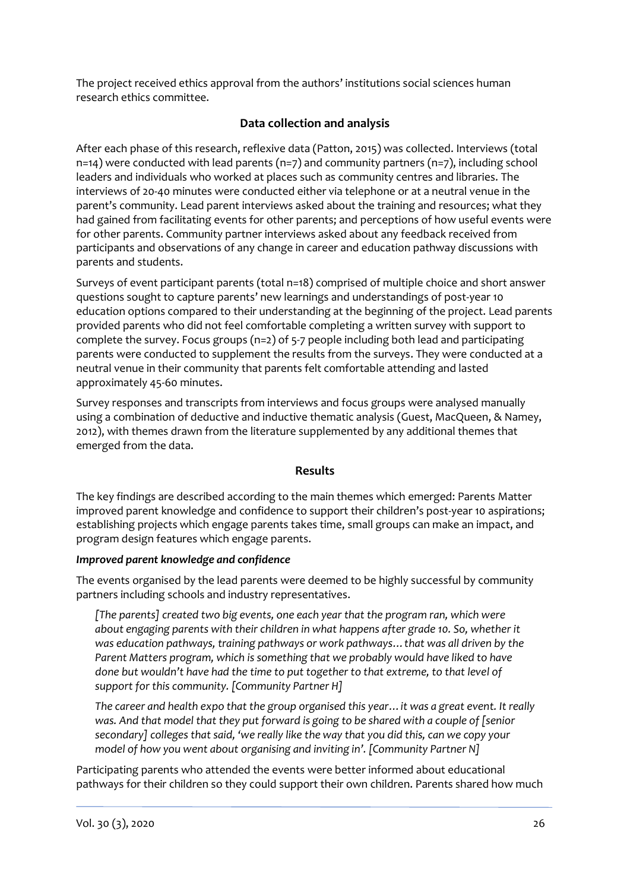The project received ethics approval from the authors' institutions social sciences human research ethics committee.

## Data collection and analysis

After each phase of this research, reflexive data (Patton, 2015) was collected. Interviews (total n=14) were conducted with lead parents (n=7) and community partners (n=7), including school leaders and individuals who worked at places such as community centres and libraries. The interviews of 20-40 minutes were conducted either via telephone or at a neutral venue in the parent's community. Lead parent interviews asked about the training and resources; what they had gained from facilitating events for other parents; and perceptions of how useful events were for other parents. Community partner interviews asked about any feedback received from participants and observations of any change in career and education pathway discussions with parents and students.

Surveys of event participant parents (total n=18) comprised of multiple choice and short answer questions sought to capture parents' new learnings and understandings of post-year 10 education options compared to their understanding at the beginning of the project. Lead parents provided parents who did not feel comfortable completing a written survey with support to complete the survey. Focus groups (n=2) of 5-7 people including both lead and participating parents were conducted to supplement the results from the surveys. They were conducted at a neutral venue in their community that parents felt comfortable attending and lasted approximately 45-60 minutes.

Survey responses and transcripts from interviews and focus groups were analysed manually using a combination of deductive and inductive thematic analysis (Guest, MacQueen, & Namey, 2012), with themes drawn from the literature supplemented by any additional themes that emerged from the data.

## Results

The key findings are described according to the main themes which emerged: Parents Matter improved parent knowledge and confidence to support their children's post-year 10 aspirations; establishing projects which engage parents takes time, small groups can make an impact, and program design features which engage parents.

### *Improved parent knowledge and confidence*

The events organised by the lead parents were deemed to be highly successful by community partners including schools and industry representatives.

> *[The parents] created two big events, one each year that the program ran, which were about engaging parents with their children in what happens after grade 10. So, whether it was education pathways, training pathways or work pathways…that was all driven by the Parent Matters program, which is something that we probably would have liked to have done but wouldn't have had the time to put together to that extreme, to that level of support for this community. [Community Partner H]*

> *The career and health expo that the group organised this year…it was a great event. It really was. And that model that they put forward is going to be shared with a couple of [senior secondary] colleges that said, 'we really like the way that you did this, can we copy your model of how you went about organising and inviting in'. [Community Partner N]*

Participating parents who attended the events were better informed about educational pathways for their children so they could support their own children. Parents shared how much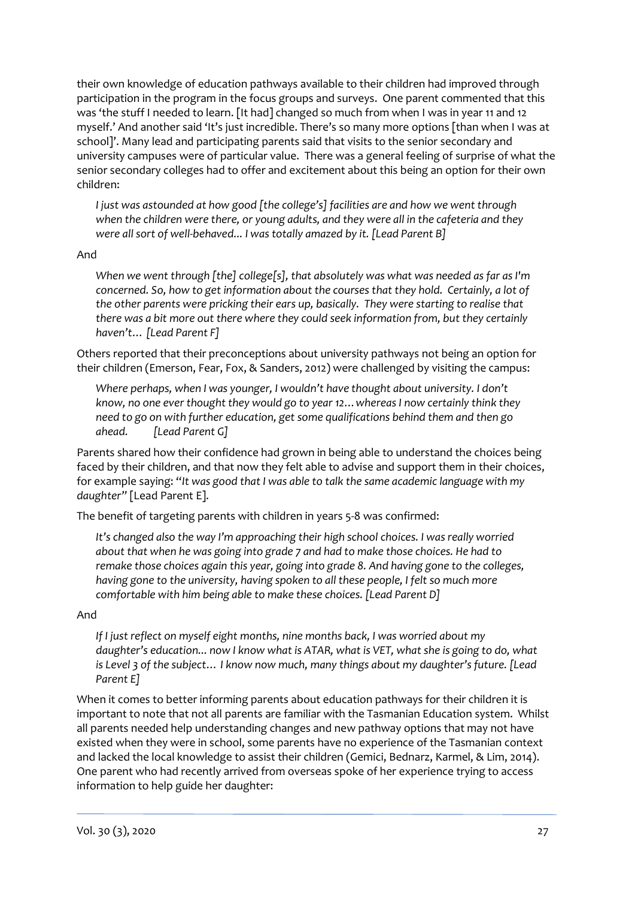their own knowledge of education pathways available to their children had improved through participation in the program in the focus groups and surveys. One parent commented that this was 'the stuff I needed to learn. [It had] changed so much from when I was in year 11 and 12 myself.' And another said 'It's just incredible. There's so many more options [than when I was at school]'. Many lead and participating parents said that visits to the senior secondary and university campuses were of particular value. There was a general feeling of surprise of what the senior secondary colleges had to offer and excitement about this being an option for their own children:

> *I just was astounded at how good [the college's] facilities are and how we went through when the children were there, or young adults, and they were all in the cafeteria and they were all sort of well-behaved... I was totally amazed by it. [Lead Parent B]*

And

> *When we went through [the] college[s], that absolutely was what was needed as far as I'm concerned. So, how to get information about the courses that they hold. Certainly, a lot of the other parents were pricking their ears up, basically. They were starting to realise that there was a bit more out there where they could seek information from, but they certainly haven't… [Lead Parent F]*

Others reported that their preconceptions about university pathways not being an option for their children (Emerson, Fear, Fox, & Sanders, 2012) were challenged by visiting the campus:

> *Where perhaps, when I was younger, I wouldn't have thought about university. I don't know, no one ever thought they would go to year 12…whereas I now certainly think they need to go on with further education, get some qualifications behind them and then go ahead. [Lead Parent G]*

Parents shared how their confidence had grown in being able to understand the choices being faced by their children, and that now they felt able to advise and support them in their choices, for example saying: "*It was good that I was able to talk the same academic language with my daughter*" [Lead Parent E].

The benefit of targeting parents with children in years 5-8 was confirmed:

> *It's changed also the way I'm approaching their high school choices. I was really worried about that when he was going into grade 7 and had to make those choices. He had to remake those choices again this year, going into grade 8. And having gone to the colleges, having gone to the university, having spoken to all these people, I felt so much more comfortable with him being able to make these choices. [Lead Parent D]*

And

> *If I just reflect on myself eight months, nine months back, I was worried about my daughter's education... now I know what is ATAR, what is VET, what she is going to do, what is Level 3 of the subject… I know now much, many things about my daughter's future. [Lead Parent E]*

When it comes to better informing parents about education pathways for their children it is important to note that not all parents are familiar with the Tasmanian Education system. Whilst all parents needed help understanding changes and new pathway options that may not have existed when they were in school, some parents have no experience of the Tasmanian context and lacked the local knowledge to assist their children (Gemici, Bednarz, Karmel, & Lim, 2014). One parent who had recently arrived from overseas spoke of her experience trying to access information to help guide her daughter: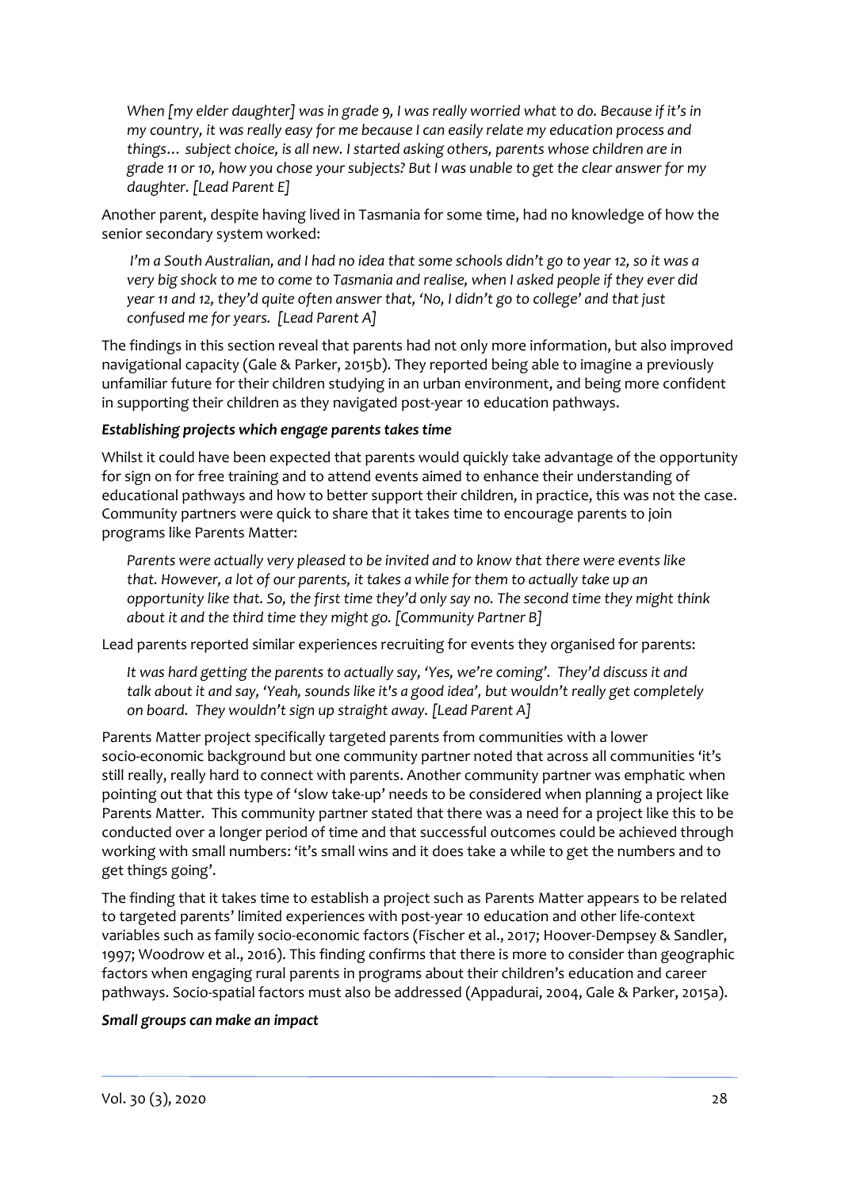> *When [my elder daughter] was in grade 9, I was really worried what to do. Because if it's in my country, it was really easy for me because I can easily relate my education process and things… subject choice, is all new. I started asking others, parents whose children are in grade 11 or 10, how you chose your subjects? But I was unable to get the clear answer for my daughter. [Lead Parent E]*

Another parent, despite having lived in Tasmania for some time, had no knowledge of how the senior secondary system worked:

> *I'm a South Australian, and I had no idea that some schools didn't go to year 12, so it was a very big shock to me to come to Tasmania and realise, when I asked people if they ever did year 11 and 12, they'd quite often answer that, 'No, I didn't go to college' and that just confused me for years. [Lead Parent A]*

The findings in this section reveal that parents had not only more information, but also improved navigational capacity (Gale & Parker, 2015b). They reported being able to imagine a previously unfamiliar future for their children studying in an urban environment, and being more confident in supporting their children as they navigated post-year 10 education pathways.

***Establishing projects which engage parents takes time***

Whilst it could have been expected that parents would quickly take advantage of the opportunity for sign on for free training and to attend events aimed to enhance their understanding of educational pathways and how to better support their children, in practice, this was not the case. Community partners were quick to share that it takes time to encourage parents to join programs like Parents Matter:

> *Parents were actually very pleased to be invited and to know that there were events like that. However, a lot of our parents, it takes a while for them to actually take up an opportunity like that. So, the first time they'd only say no. The second time they might think about it and the third time they might go. [Community Partner B]*

Lead parents reported similar experiences recruiting for events they organised for parents:

> *It was hard getting the parents to actually say, 'Yes, we're coming'. They'd discuss it and talk about it and say, 'Yeah, sounds like it's a good idea', but wouldn't really get completely on board. They wouldn't sign up straight away. [Lead Parent A]*

Parents Matter project specifically targeted parents from communities with a lower socio-economic background but one community partner noted that across all communities 'it's still really, really hard to connect with parents. Another community partner was emphatic when pointing out that this type of 'slow take-up' needs to be considered when planning a project like Parents Matter. This community partner stated that there was a need for a project like this to be conducted over a longer period of time and that successful outcomes could be achieved through working with small numbers: 'it's small wins and it does take a while to get the numbers and to get things going'.

The finding that it takes time to establish a project such as Parents Matter appears to be related to targeted parents' limited experiences with post-year 10 education and other life-context variables such as family socio-economic factors (Fischer et al., 2017; Hoover-Dempsey & Sandler, 1997; Woodrow et al., 2016). This finding confirms that there is more to consider than geographic factors when engaging rural parents in programs about their children's education and career pathways. Socio-spatial factors must also be addressed (Appadurai, 2004, Gale & Parker, 2015a).

***Small groups can make an impact***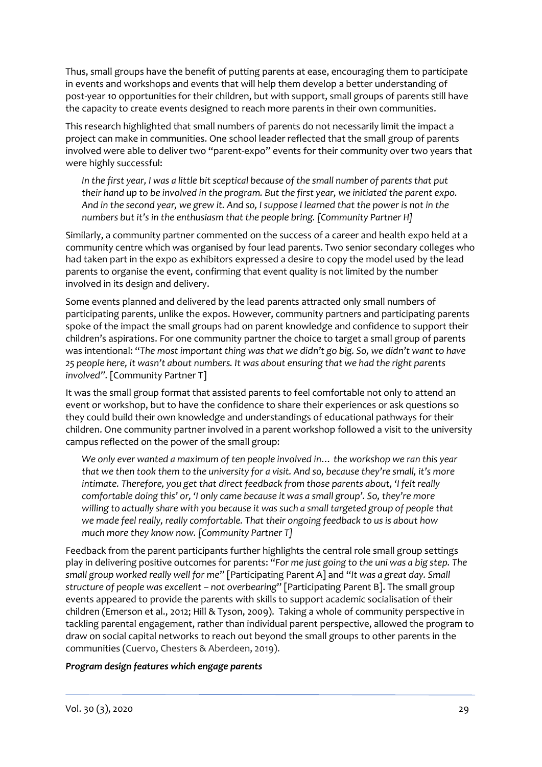Thus, small groups have the benefit of putting parents at ease, encouraging them to participate in events and workshops and events that will help them develop a better understanding of post-year 10 opportunities for their children, but with support, small groups of parents still have the capacity to create events designed to reach more parents in their own communities.

This research highlighted that small numbers of parents do not necessarily limit the impact a project can make in communities. One school leader reflected that the small group of parents involved were able to deliver two "parent-expo" events for their community over two years that were highly successful:

> *In the first year, I was a little bit sceptical because of the small number of parents that put their hand up to be involved in the program. But the first year, we initiated the parent expo. And in the second year, we grew it. And so, I suppose I learned that the power is not in the numbers but it's in the enthusiasm that the people bring. [Community Partner H]*

Similarly, a community partner commented on the success of a career and health expo held at a community centre which was organised by four lead parents. Two senior secondary colleges who had taken part in the expo as exhibitors expressed a desire to copy the model used by the lead parents to organise the event, confirming that event quality is not limited by the number involved in its design and delivery.

Some events planned and delivered by the lead parents attracted only small numbers of participating parents, unlike the expos. However, community partners and participating parents spoke of the impact the small groups had on parent knowledge and confidence to support their children's aspirations. For one community partner the choice to target a small group of parents was intentional: "*The most important thing was that we didn't go big. So, we didn't want to have 25 people here, it wasn't about numbers. It was about ensuring that we had the right parents involved".* [Community Partner T]

It was the small group format that assisted parents to feel comfortable not only to attend an event or workshop, but to have the confidence to share their experiences or ask questions so they could build their own knowledge and understandings of educational pathways for their children. One community partner involved in a parent workshop followed a visit to the university campus reflected on the power of the small group:

> *We only ever wanted a maximum of ten people involved in… the workshop we ran this year that we then took them to the university for a visit. And so, because they're small, it's more intimate. Therefore, you get that direct feedback from those parents about, 'I felt really comfortable doing this' or, 'I only came because it was a small group'. So, they're more willing to actually share with you because it was such a small targeted group of people that we made feel really, really comfortable. That their ongoing feedback to us is about how much more they know now. [Community Partner T]*

Feedback from the parent participants further highlights the central role small group settings play in delivering positive outcomes for parents: "*For me just going to the uni was a big step. The small group worked really well for me*" [Participating Parent A] and "*It was a great day. Small structure of people was excellent – not overbearing*" [Participating Parent B]. The small group events appeared to provide the parents with skills to support academic socialisation of their children (Emerson et al., 2012; Hill & Tyson, 2009). Taking a whole of community perspective in tackling parental engagement, rather than individual parent perspective, allowed the program to draw on social capital networks to reach out beyond the small groups to other parents in the communities (Cuervo, Chesters & Aberdeen, 2019).

***Program design features which engage parents***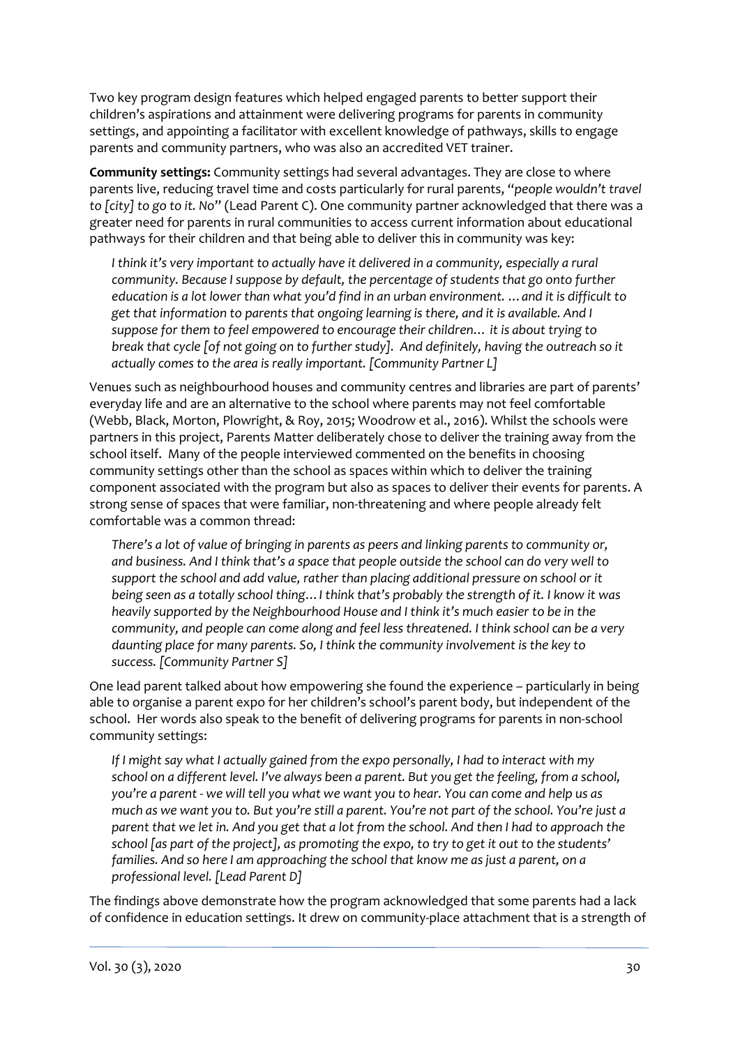Two key program design features which helped engaged parents to better support their children's aspirations and attainment were delivering programs for parents in community settings, and appointing a facilitator with excellent knowledge of pathways, skills to engage parents and community partners, who was also an accredited VET trainer.

**Community settings:** Community settings had several advantages. They are close to where parents live, reducing travel time and costs particularly for rural parents, "*people wouldn't travel to [city] to go to it. No*" (Lead Parent C). One community partner acknowledged that there was a greater need for parents in rural communities to access current information about educational pathways for their children and that being able to deliver this in community was key:

> *I think it's very important to actually have it delivered in a community, especially a rural community. Because I suppose by default, the percentage of students that go onto further education is a lot lower than what you'd find in an urban environment. …and it is difficult to get that information to parents that ongoing learning is there, and it is available. And I suppose for them to feel empowered to encourage their children… it is about trying to break that cycle [of not going on to further study]. And definitely, having the outreach so it actually comes to the area is really important. [Community Partner L]*

Venues such as neighbourhood houses and community centres and libraries are part of parents' everyday life and are an alternative to the school where parents may not feel comfortable (Webb, Black, Morton, Plowright, & Roy, 2015; Woodrow et al., 2016). Whilst the schools were partners in this project, Parents Matter deliberately chose to deliver the training away from the school itself. Many of the people interviewed commented on the benefits in choosing community settings other than the school as spaces within which to deliver the training component associated with the program but also as spaces to deliver their events for parents. A strong sense of spaces that were familiar, non-threatening and where people already felt comfortable was a common thread:

> *There's a lot of value of bringing in parents as peers and linking parents to community or, and business. And I think that's a space that people outside the school can do very well to support the school and add value, rather than placing additional pressure on school or it being seen as a totally school thing… I think that's probably the strength of it. I know it was heavily supported by the Neighbourhood House and I think it's much easier to be in the community, and people can come along and feel less threatened. I think school can be a very daunting place for many parents. So, I think the community involvement is the key to success. [Community Partner S]*

One lead parent talked about how empowering she found the experience – particularly in being able to organise a parent expo for her children's school's parent body, but independent of the school. Her words also speak to the benefit of delivering programs for parents in non-school community settings:

> *If I might say what I actually gained from the expo personally, I had to interact with my school on a different level. I've always been a parent. But you get the feeling, from a school, you're a parent - we will tell you what we want you to hear. You can come and help us as much as we want you to. But you're still a parent. You're not part of the school. You're just a parent that we let in. And you get that a lot from the school. And then I had to approach the school [as part of the project], as promoting the expo, to try to get it out to the students' families. And so here I am approaching the school that know me as just a parent, on a professional level. [Lead Parent D]*

The findings above demonstrate how the program acknowledged that some parents had a lack of confidence in education settings. It drew on community-place attachment that is a strength of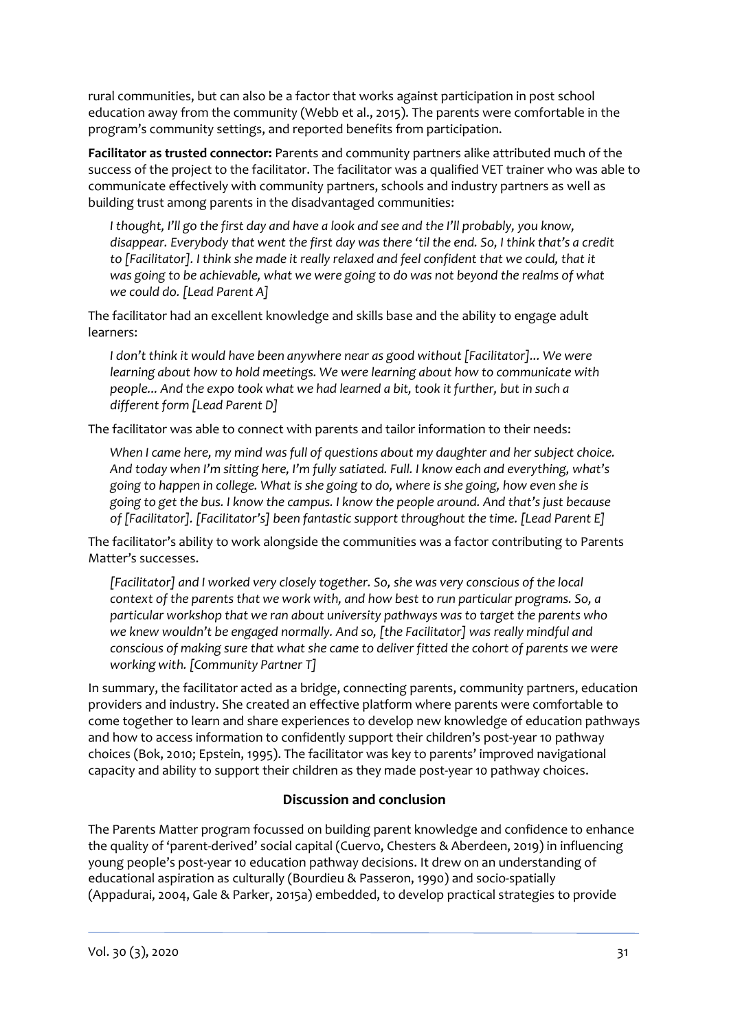rural communities, but can also be a factor that works against participation in post school education away from the community (Webb et al., 2015). The parents were comfortable in the program's community settings, and reported benefits from participation.

**Facilitator as trusted connector:** Parents and community partners alike attributed much of the success of the project to the facilitator. The facilitator was a qualified VET trainer who was able to communicate effectively with community partners, schools and industry partners as well as building trust among parents in the disadvantaged communities:

> *I thought, I'll go the first day and have a look and see and the I'll probably, you know, disappear. Everybody that went the first day was there 'til the end. So, I think that's a credit to [Facilitator]. I think she made it really relaxed and feel confident that we could, that it was going to be achievable, what we were going to do was not beyond the realms of what we could do. [Lead Parent A]*

The facilitator had an excellent knowledge and skills base and the ability to engage adult learners:

> *I don't think it would have been anywhere near as good without [Facilitator]... We were learning about how to hold meetings. We were learning about how to communicate with people... And the expo took what we had learned a bit, took it further, but in such a different form [Lead Parent D]*

The facilitator was able to connect with parents and tailor information to their needs:

> *When I came here, my mind was full of questions about my daughter and her subject choice. And today when I'm sitting here, I'm fully satiated. Full. I know each and everything, what's going to happen in college. What is she going to do, where is she going, how even she is going to get the bus. I know the campus. I know the people around. And that's just because of [Facilitator]. [Facilitator's] been fantastic support throughout the time. [Lead Parent E]*

The facilitator's ability to work alongside the communities was a factor contributing to Parents Matter's successes.

> *[Facilitator] and I worked very closely together. So, she was very conscious of the local context of the parents that we work with, and how best to run particular programs. So, a particular workshop that we ran about university pathways was to target the parents who we knew wouldn't be engaged normally. And so, [the Facilitator] was really mindful and conscious of making sure that what she came to deliver fitted the cohort of parents we were working with. [Community Partner T]*

In summary, the facilitator acted as a bridge, connecting parents, community partners, education providers and industry. She created an effective platform where parents were comfortable to come together to learn and share experiences to develop new knowledge of education pathways and how to access information to confidently support their children's post-year 10 pathway choices (Bok, 2010; Epstein, 1995). The facilitator was key to parents' improved navigational capacity and ability to support their children as they made post-year 10 pathway choices.

## Discussion and conclusion

The Parents Matter program focussed on building parent knowledge and confidence to enhance the quality of 'parent-derived' social capital (Cuervo, Chesters & Aberdeen, 2019) in influencing young people's post-year 10 education pathway decisions. It drew on an understanding of educational aspiration as culturally (Bourdieu & Passeron, 1990) and socio-spatially (Appadurai, 2004, Gale & Parker, 2015a) embedded, to develop practical strategies to provide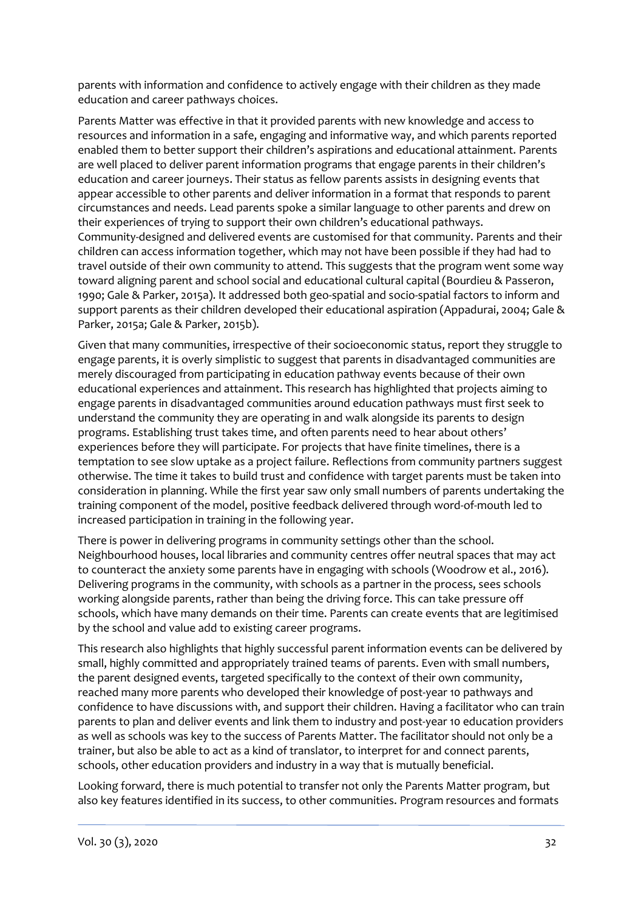parents with information and confidence to actively engage with their children as they made education and career pathways choices.

Parents Matter was effective in that it provided parents with new knowledge and access to resources and information in a safe, engaging and informative way, and which parents reported enabled them to better support their children's aspirations and educational attainment. Parents are well placed to deliver parent information programs that engage parents in their children's education and career journeys. Their status as fellow parents assists in designing events that appear accessible to other parents and deliver information in a format that responds to parent circumstances and needs. Lead parents spoke a similar language to other parents and drew on their experiences of trying to support their own children's educational pathways. Community-designed and delivered events are customised for that community. Parents and their children can access information together, which may not have been possible if they had had to travel outside of their own community to attend. This suggests that the program went some way toward aligning parent and school social and educational cultural capital (Bourdieu & Passeron, 1990; Gale & Parker, 2015a). It addressed both geo-spatial and socio-spatial factors to inform and support parents as their children developed their educational aspiration (Appadurai, 2004; Gale & Parker, 2015a; Gale & Parker, 2015b).

Given that many communities, irrespective of their socioeconomic status, report they struggle to engage parents, it is overly simplistic to suggest that parents in disadvantaged communities are merely discouraged from participating in education pathway events because of their own educational experiences and attainment. This research has highlighted that projects aiming to engage parents in disadvantaged communities around education pathways must first seek to understand the community they are operating in and walk alongside its parents to design programs. Establishing trust takes time, and often parents need to hear about others' experiences before they will participate. For projects that have finite timelines, there is a temptation to see slow uptake as a project failure. Reflections from community partners suggest otherwise. The time it takes to build trust and confidence with target parents must be taken into consideration in planning. While the first year saw only small numbers of parents undertaking the training component of the model, positive feedback delivered through word-of-mouth led to increased participation in training in the following year.

There is power in delivering programs in community settings other than the school. Neighbourhood houses, local libraries and community centres offer neutral spaces that may act to counteract the anxiety some parents have in engaging with schools (Woodrow et al., 2016). Delivering programs in the community, with schools as a partner in the process, sees schools working alongside parents, rather than being the driving force. This can take pressure off schools, which have many demands on their time. Parents can create events that are legitimised by the school and value add to existing career programs.

This research also highlights that highly successful parent information events can be delivered by small, highly committed and appropriately trained teams of parents. Even with small numbers, the parent designed events, targeted specifically to the context of their own community, reached many more parents who developed their knowledge of post-year 10 pathways and confidence to have discussions with, and support their children. Having a facilitator who can train parents to plan and deliver events and link them to industry and post-year 10 education providers as well as schools was key to the success of Parents Matter. The facilitator should not only be a trainer, but also be able to act as a kind of translator, to interpret for and connect parents, schools, other education providers and industry in a way that is mutually beneficial.

Looking forward, there is much potential to transfer not only the Parents Matter program, but also key features identified in its success, to other communities. Program resources and formats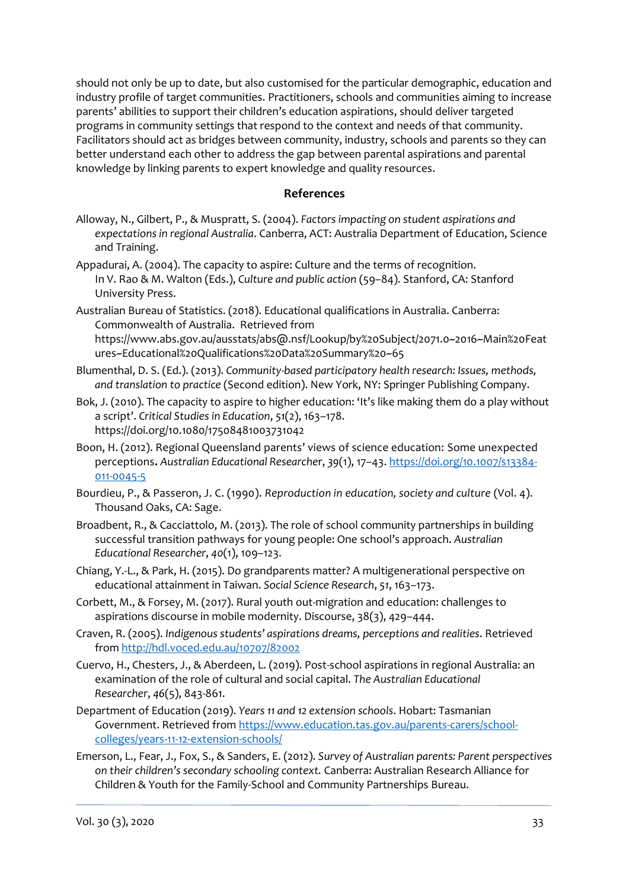should not only be up to date, but also customised for the particular demographic, education and industry profile of target communities. Practitioners, schools and communities aiming to increase parents' abilities to support their children's education aspirations, should deliver targeted programs in community settings that respond to the context and needs of that community. Facilitators should act as bridges between community, industry, schools and parents so they can better understand each other to address the gap between parental aspirations and parental knowledge by linking parents to expert knowledge and quality resources.

## References

Alloway, N., Gilbert, P., & Muspratt, S. (2004). *Factors impacting on student aspirations and expectations in regional Australia*. Canberra, ACT: Australia Department of Education, Science and Training.

Appadurai, A. (2004). The capacity to aspire: Culture and the terms of recognition. In V. Rao & M. Walton (Eds.), *Culture and public action* (59–84). Stanford, CA: Stanford University Press.

Australian Bureau of Statistics. (2018). Educational qualifications in Australia. Canberra: Commonwealth of Australia. Retrieved from https://www.abs.gov.au/ausstats/abs@.nsf/Lookup/by%20Subject/2071.0~2016~Main%20Features~Educational%20Qualifications%20Data%20Summary%20~65

Blumenthal, D. S. (Ed.). (2013). *Community-based participatory health research: Issues, methods, and translation to practice* (Second edition). New York, NY: Springer Publishing Company.

Bok, J. (2010). The capacity to aspire to higher education: 'It's like making them do a play without a script'. *Critical Studies in Education*, *51*(2), 163–178. https://doi.org/10.1080/17508481003731042

Boon, H. (2012). Regional Queensland parents' views of science education: Some unexpected perceptions**.** *Australian Educational Researcher*, *39*(1), 17–43. https://doi.org/10.1007/s13384-011-0045-5

Bourdieu, P., & Passeron, J. C. (1990). *Reproduction in education, society and culture* (Vol. 4). Thousand Oaks, CA: Sage.

Broadbent, R., & Cacciattolo, M. (2013). The role of school community partnerships in building successful transition pathways for young people: One school's approach. *Australian Educational Researcher*, *40*(1), 109–123.

Chiang, Y.-L., & Park, H. (2015). Do grandparents matter? A multigenerational perspective on educational attainment in Taiwan. *Social Science Research*, *51*, 163–173.

Corbett, M., & Forsey, M. (2017). Rural youth out-migration and education: challenges to aspirations discourse in mobile modernity. Discourse, 38(3), 429–444.

Craven, R. (2005). *Indigenous students' aspirations dreams, perceptions and realities*. Retrieved from http://hdl.voced.edu.au/10707/82002

Cuervo, H., Chesters, J., & Aberdeen, L. (2019). Post-school aspirations in regional Australia: an examination of the role of cultural and social capital. *The Australian Educational Researcher*, *46*(5), 843-861.

Department of Education (2019). *Years 11 and 12 extension schools*. Hobart: Tasmanian Government. Retrieved from https://www.education.tas.gov.au/parents-carers/school-colleges/years-11-12-extension-schools/

Emerson, L., Fear, J., Fox, S., & Sanders, E. (2012). *Survey of Australian parents: Parent perspectives on their children's secondary schooling context.* Canberra: Australian Research Alliance for Children & Youth for the Family-School and Community Partnerships Bureau.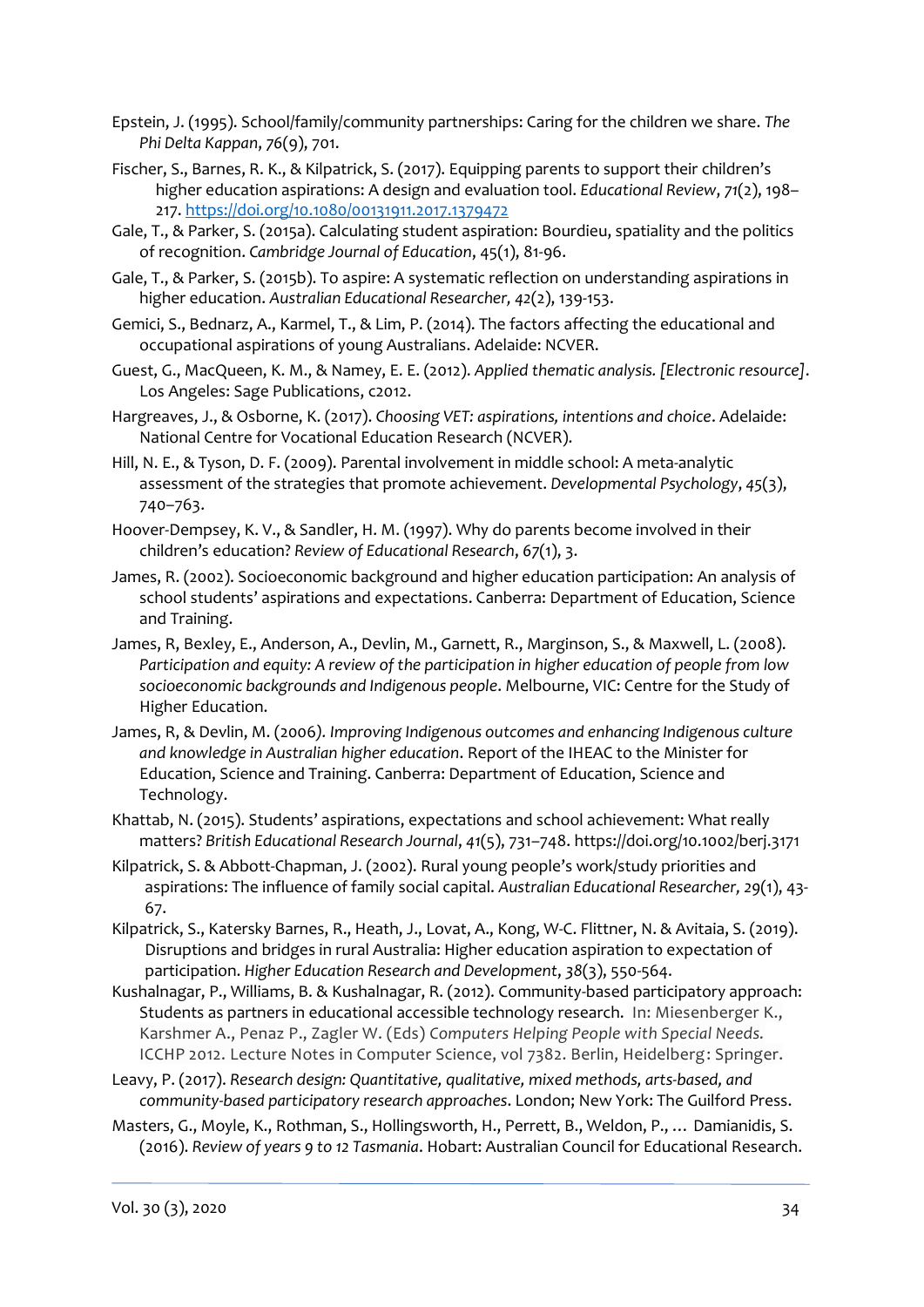Epstein, J. (1995). School/family/community partnerships: Caring for the children we share. *The Phi Delta Kappan*, *76*(9), 701.

Fischer, S., Barnes, R. K., & Kilpatrick, S. (2017). Equipping parents to support their children's higher education aspirations: A design and evaluation tool. *Educational Review*, *71*(2), 198–217. https://doi.org/10.1080/00131911.2017.1379472

Gale, T., & Parker, S. (2015a). Calculating student aspiration: Bourdieu, spatiality and the politics of recognition. *Cambridge Journal of Education*, 45(1), 81-96.

Gale, T., & Parker, S. (2015b). To aspire: A systematic reflection on understanding aspirations in higher education. *Australian Educational Researcher, 42*(2), 139-153.

Gemici, S., Bednarz, A., Karmel, T., & Lim, P. (2014). The factors affecting the educational and occupational aspirations of young Australians. Adelaide: NCVER.

Guest, G., MacQueen, K. M., & Namey, E. E. (2012). *Applied thematic analysis. [Electronic resource]*. Los Angeles: Sage Publications, c2012.

Hargreaves, J., & Osborne, K. (2017). *Choosing VET: aspirations, intentions and choice*. Adelaide: National Centre for Vocational Education Research (NCVER).

Hill, N. E., & Tyson, D. F. (2009). Parental involvement in middle school: A meta-analytic assessment of the strategies that promote achievement. *Developmental Psychology*, *45*(3), 740–763.

Hoover-Dempsey, K. V., & Sandler, H. M. (1997). Why do parents become involved in their children's education? *Review of Educational Research*, *67*(1), 3.

James, R. (2002). Socioeconomic background and higher education participation: An analysis of school students' aspirations and expectations. Canberra: Department of Education, Science and Training.

James, R, Bexley, E., Anderson, A., Devlin, M., Garnett, R., Marginson, S., & Maxwell, L. (2008). *Participation and equity: A review of the participation in higher education of people from low socioeconomic backgrounds and Indigenous people*. Melbourne, VIC: Centre for the Study of Higher Education.

James, R, & Devlin, M. (2006). *Improving Indigenous outcomes and enhancing Indigenous culture and knowledge in Australian higher education*. Report of the IHEAC to the Minister for Education, Science and Training. Canberra: Department of Education, Science and Technology.

Khattab, N. (2015). Students' aspirations, expectations and school achievement: What really matters? *British Educational Research Journal*, *41*(5), 731–748. https://doi.org/10.1002/berj.3171

Kilpatrick, S. & Abbott-Chapman, J. (2002). Rural young people's work/study priorities and aspirations: The influence of family social capital. *Australian Educational Researcher, 29*(1), 43-67.

Kilpatrick, S., Katersky Barnes, R., Heath, J., Lovat, A., Kong, W-C. Flittner, N. & Avitaia, S. (2019). Disruptions and bridges in rural Australia: Higher education aspiration to expectation of participation. *Higher Education Research and Development*, *38*(3), 550-564.

Kushalnagar, P., Williams, B. & Kushalnagar, R. (2012). Community-based participatory approach: Students as partners in educational accessible technology research. In: Miesenberger K., Karshmer A., Penaz P., Zagler W. (Eds) *Computers Helping People with Special Needs.* ICCHP 2012. Lecture Notes in Computer Science, vol 7382. Berlin, Heidelberg: Springer.

Leavy, P. (2017). *Research design: Quantitative, qualitative, mixed methods, arts-based, and community-based participatory research approaches*. London; New York: The Guilford Press.

Masters, G., Moyle, K., Rothman, S., Hollingsworth, H., Perrett, B., Weldon, P., … Damianidis, S. (2016). *Review of years 9 to 12 Tasmania*. Hobart: Australian Council for Educational Research.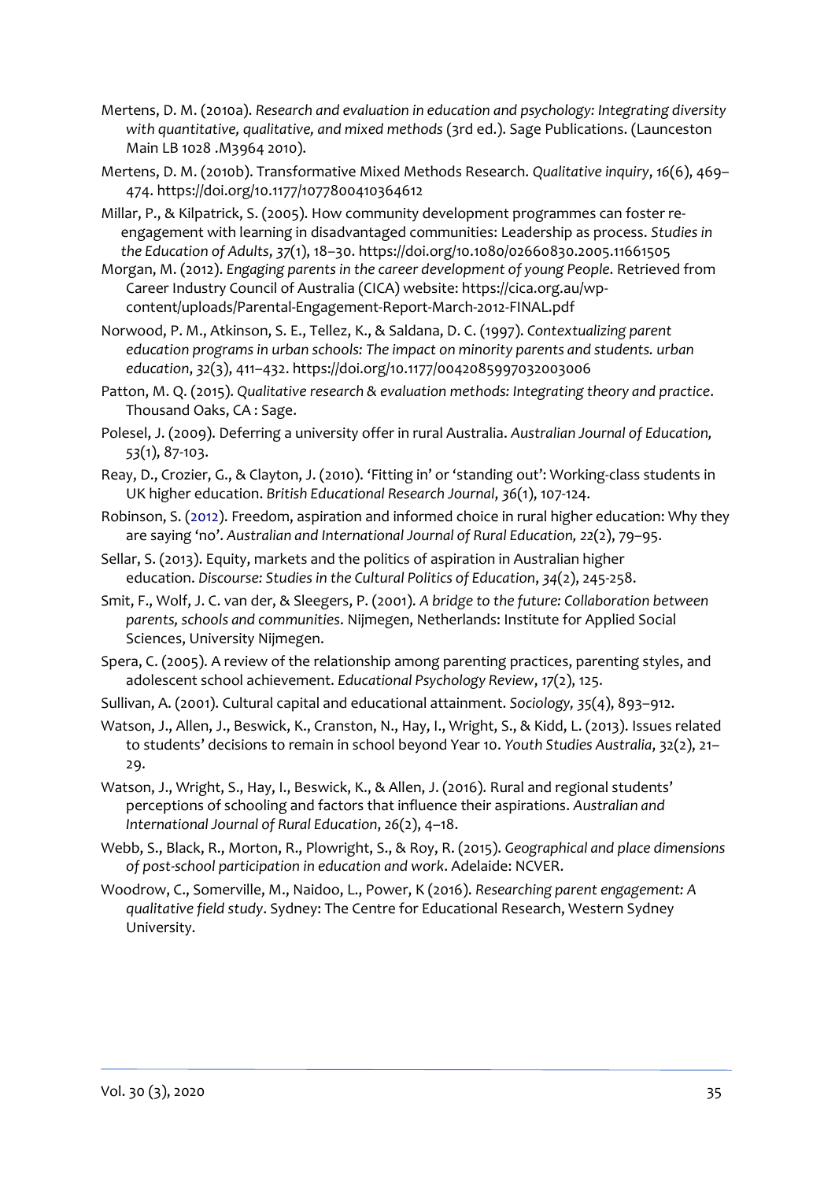Mertens, D. M. (2010a). *Research and evaluation in education and psychology: Integrating diversity with quantitative, qualitative, and mixed methods* (3rd ed.). Sage Publications. (Launceston Main LB 1028 .M3964 2010).

Mertens, D. M. (2010b). Transformative Mixed Methods Research. *Qualitative inquiry*, *16*(6), 469–474. https://doi.org/10.1177/1077800410364612

Millar, P., & Kilpatrick, S. (2005). How community development programmes can foster re-engagement with learning in disadvantaged communities: Leadership as process. *Studies in the Education of Adults*, *37*(1), 18–30. https://doi.org/10.1080/02660830.2005.11661505

Morgan, M. (2012). *Engaging parents in the career development of young People*. Retrieved from Career Industry Council of Australia (CICA) website: https://cica.org.au/wp-content/uploads/Parental-Engagement-Report-March-2012-FINAL.pdf

Norwood, P. M., Atkinson, S. E., Tellez, K., & Saldana, D. C. (1997). *Contextualizing parent education programs in urban schools: The impact on minority parents and students. urban education*, *32*(3), 411–432. https://doi.org/10.1177/0042085997032003006

Patton, M. Q. (2015). *Qualitative research & evaluation methods: Integrating theory and practice*. Thousand Oaks, CA : Sage.

Polesel, J. (2009). Deferring a university offer in rural Australia. *Australian Journal of Education, 53*(1), 87-103.

Reay, D., Crozier, G., & Clayton, J. (2010). 'Fitting in' or 'standing out': Working-class students in UK higher education. *British Educational Research Journal*, *36*(1), 107-124.

Robinson, S. (2012). Freedom, aspiration and informed choice in rural higher education: Why they are saying 'no'. *Australian and International Journal of Rural Education, 22*(2), 79–95.

Sellar, S. (2013). Equity, markets and the politics of aspiration in Australian higher education. *Discourse: Studies in the Cultural Politics of Education*, *34*(2), 245-258.

Smit, F., Wolf, J. C. van der, & Sleegers, P. (2001). *A bridge to the future: Collaboration between parents, schools and communities*. Nijmegen, Netherlands: Institute for Applied Social Sciences, University Nijmegen.

Spera, C. (2005). A review of the relationship among parenting practices, parenting styles, and adolescent school achievement. *Educational Psychology Review*, *17*(2), 125.

Sullivan, A. (2001). Cultural capital and educational attainment. *Sociology, 35*(4), 893–912.

Watson, J., Allen, J., Beswick, K., Cranston, N., Hay, I., Wright, S., & Kidd, L. (2013). Issues related to students' decisions to remain in school beyond Year 10. *Youth Studies Australia*, 32(2), 21–29.

Watson, J., Wright, S., Hay, I., Beswick, K., & Allen, J. (2016). Rural and regional students' perceptions of schooling and factors that influence their aspirations. *Australian and International Journal of Rural Education*, *26*(2), 4–18.

Webb, S., Black, R., Morton, R., Plowright, S., & Roy, R. (2015). *Geographical and place dimensions of post-school participation in education and work*. Adelaide: NCVER.

Woodrow, C., Somerville, M., Naidoo, L., Power, K (2016). *Researching parent engagement: A qualitative field study*. Sydney: The Centre for Educational Research, Western Sydney University.